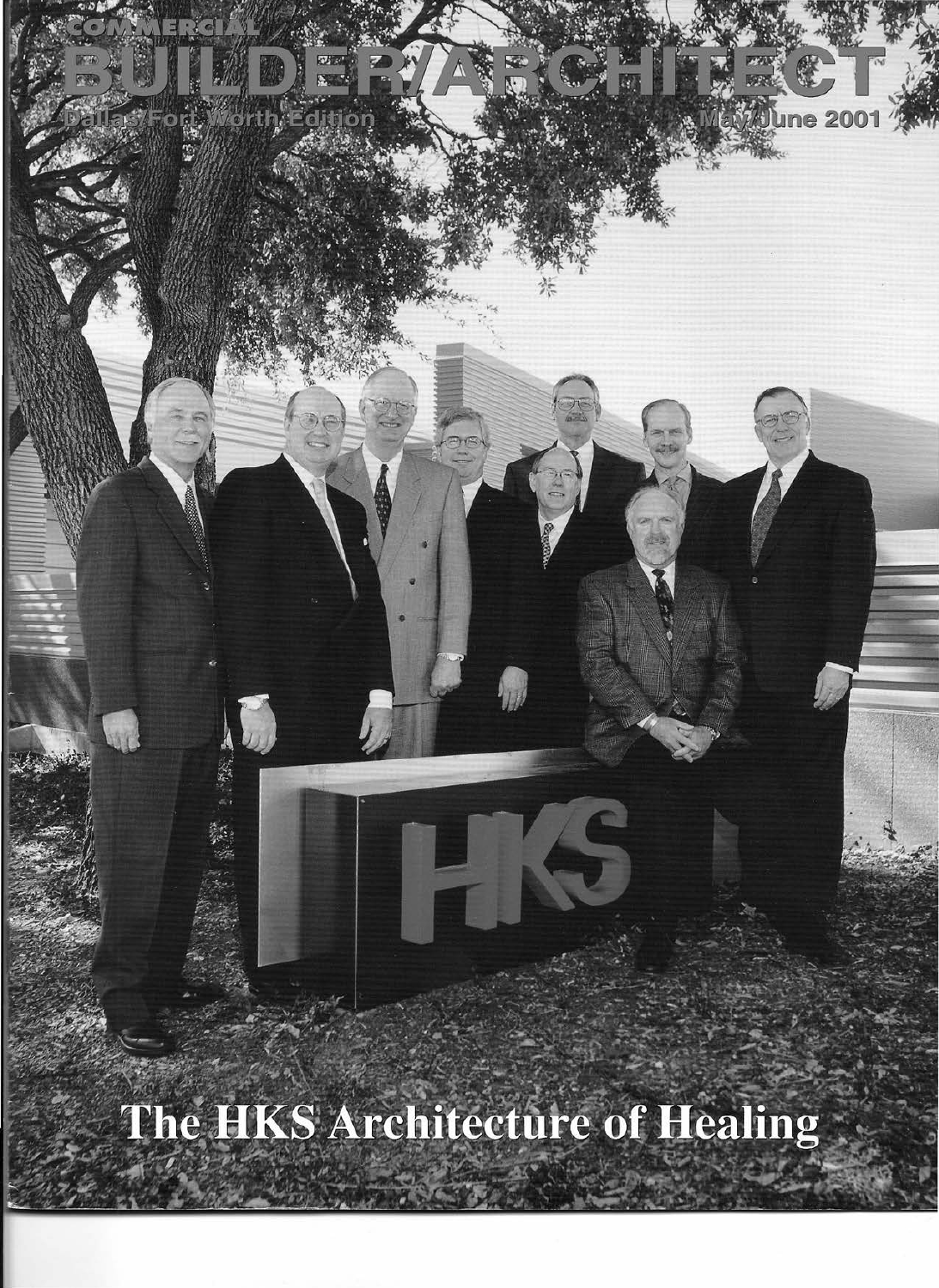COMMERCIAL

# BUILDER/ARCHITECT

Dallas/Fort Worth Edition

May/June 2001

HKS

## The HKS Architecture of Healing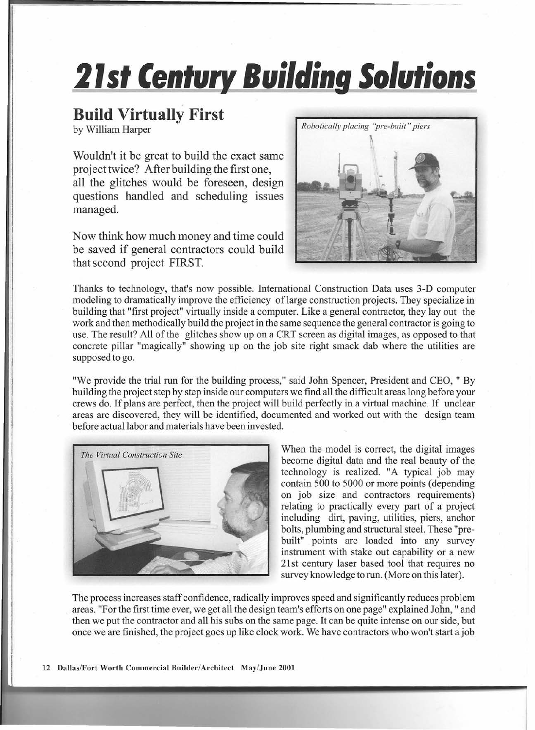# 21st Century Building Solutions

## Build Virtually First

by William Harper

Wouldn't it be great to build the exact same project twice? After building the first one, all the glitches would be foreseen, design questions handled and scheduling issues managed.

Now think how much money and time could be saved if general contractors could build that second project FIRST.

*Robotically placing "pre-built" piers*

Thanks to technology, that's now possible. International Construction Data uses 3-D computer modeling to dramatically improve the efficiency of large construction projects. They specialize in building that "first project" virtually inside a computer. Like a general contractor, they lay out the work and then methodically build the project in the same sequence the general contractor is going to use. The result? All of the glitches show up on a CRT screen as digital images, as opposed to that concrete pillar "magically" showing up on the job site right smack dab where the utilities are supposed to go.

"We provide the trial run for the building process," said John Spencer, President and CEO, " By building the project step by step inside our computers we find all the difficult areas long before your crews do. If plans are perfect, then the project will build perfectly in a virtual machine. If unclear areas are discovered, they will be identified, documented and worked out with the design team before actual labor and materials have been invested.

*The Virtual Construction Site*

When the model is correct, the digital images become digital data and the real beauty of the technology is realized. "A typical job may contain 500 to 5000 or more points (depending on job size and contractors requirements) relating to practically every part of a project including dirt, paving, utilities, piers, anchor bolts, plumbing and structural steel. These "pre-built" points are loaded into any survey instrument with stake out capability or a new 21st century laser based tool that requires no survey knowledge to run. (More on this later).

The process increases staff confidence, radically improves speed and significantly reduces problem areas. "For the first time ever, we get all the design team's efforts on one page" explained John, " and then we put the contractor and all his subs on the same page. It can be quite intense on our side, but once we are finished, the project goes up like clock work. We have contractors who won't start a job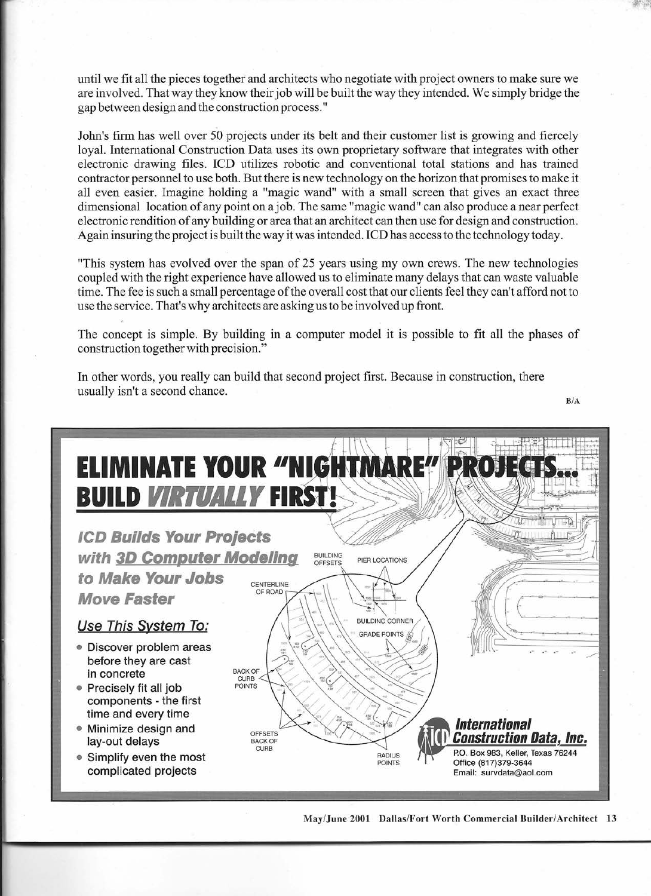until we fit all the pieces together and architects who negotiate with project owners to make sure we are involved. That way they know their job will be built the way they intended. We simply bridge the gap between design and the construction process."

John's firm has well over 50 projects under its belt and their customer list is growing and fiercely loyal. International Construction Data uses its own proprietary software that integrates with other electronic drawing files. ICD utilizes robotic and conventional total stations and has trained contractor personnel to use both. But there is new technology on the horizon that promises to make it all even easier. Imagine holding a "magic wand" with a small screen that gives an exact three dimensional location of any point on a job. The same "magic wand" can also produce a near perfect electronic rendition of any building or area that an architect can then use for design and construction. Again insuring the project is built the way it was intended. ICD has access to the technology today.

"This system has evolved over the span of 25 years using my own crews. The new technologies coupled with the right experience have allowed us to eliminate many delays that can waste valuable time. The fee is such a small percentage of the overall cost that our clients feel they can't afford not to use the service. That's why architects are asking us to be involved up front.

The concept is simple. By building in a computer model it is possible to fit all the phases of construction together with precision."

In other words, you really can build that second project first. Because in construction, there usually isn't a second chance.

B/A

# ELIMINATE YOUR "NIGHTMARE" PROJECTS... BUILD *VIRTUALLY* FIRST!

***ICD Builds Your Projects with 3D Computer Modeling to Make Your Jobs Move Faster***

*Use This System To:*

- Discover problem areas before they are cast in concrete
- Precisely fit all job components - the first time and every time
- Minimize design and lay-out delays
- Simplify even the most complicated projects

BUILDING OFFSETS
PIER LOCATIONS
CENTERLINE OF ROAD
BUILDING CORNER
GRADE POINTS
BACK OF CURB POINTS
OFFSETS BACK OF CURB
RADIUS POINTS

**International Construction Data, Inc.**
P.O. Box 983, Keller, Texas 76244
Office (817)379-3644
Email: survdata@aol.com